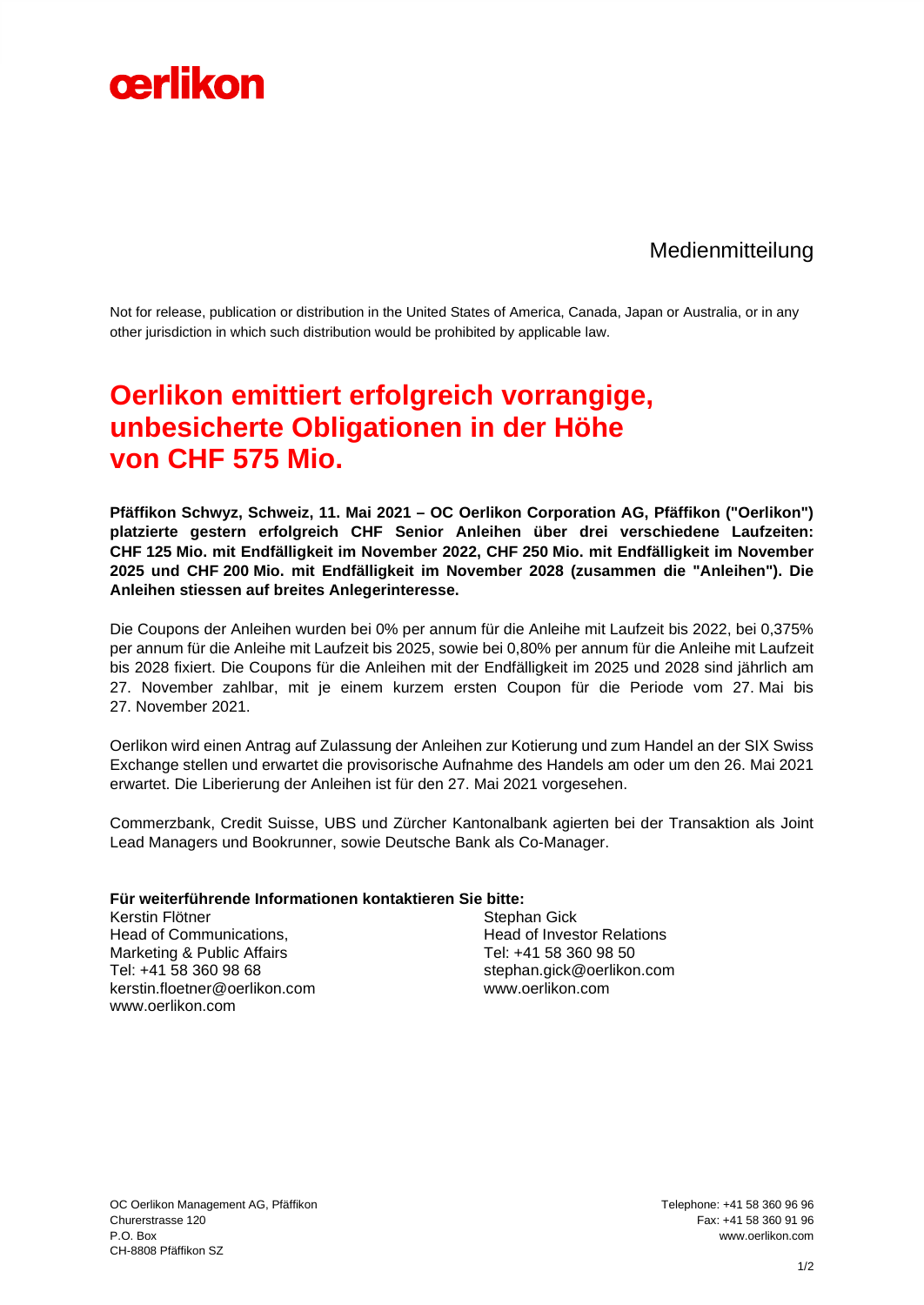oerlikon

Medienmitteilung

Not for release, publication or distribution in the United States of America, Canada, Japan or Australia, or in any other jurisdiction in which such distribution would be prohibited by applicable law.

# Oerlikon emittiert erfolgreich vorrangige, unbesicherte Obligationen in der Höhe von CHF 575 Mio.

**Pfäffikon Schwyz, Schweiz, 11. Mai 2021 – OC Oerlikon Corporation AG, Pfäffikon ("Oerlikon") platzierte gestern erfolgreich CHF Senior Anleihen über drei verschiedene Laufzeiten: CHF 125 Mio. mit Endfälligkeit im November 2022, CHF 250 Mio. mit Endfälligkeit im November 2025 und CHF 200 Mio. mit Endfälligkeit im November 2028 (zusammen die "Anleihen"). Die Anleihen stiessen auf breites Anlegerinteresse.**

Die Coupons der Anleihen wurden bei 0% per annum für die Anleihe mit Laufzeit bis 2022, bei 0,375% per annum für die Anleihe mit Laufzeit bis 2025, sowie bei 0,80% per annum für die Anleihe mit Laufzeit bis 2028 fixiert. Die Coupons für die Anleihen mit der Endfälligkeit im 2025 und 2028 sind jährlich am 27. November zahlbar, mit je einem kurzem ersten Coupon für die Periode vom 27. Mai bis 27. November 2021.

Oerlikon wird einen Antrag auf Zulassung der Anleihen zur Kotierung und zum Handel an der SIX Swiss Exchange stellen und erwartet die provisorische Aufnahme des Handels am oder um den 26. Mai 2021 erwartet. Die Liberierung der Anleihen ist für den 27. Mai 2021 vorgesehen.

Commerzbank, Credit Suisse, UBS und Zürcher Kantonalbank agierten bei der Transaktion als Joint Lead Managers und Bookrunner, sowie Deutsche Bank als Co-Manager.

**Für weiterführende Informationen kontaktieren Sie bitte:**

Kerstin Flötner
Head of Communications,
Marketing & Public Affairs
Tel: +41 58 360 98 68
kerstin.floetner@oerlikon.com
www.oerlikon.com

Stephan Gick
Head of Investor Relations
Tel: +41 58 360 98 50
stephan.gick@oerlikon.com
www.oerlikon.com

OC Oerlikon Management AG, Pfäffikon
Churerstrasse 120
P.O. Box
CH-8808 Pfäffikon SZ

Telephone: +41 58 360 96 96
Fax: +41 58 360 91 96
www.oerlikon.com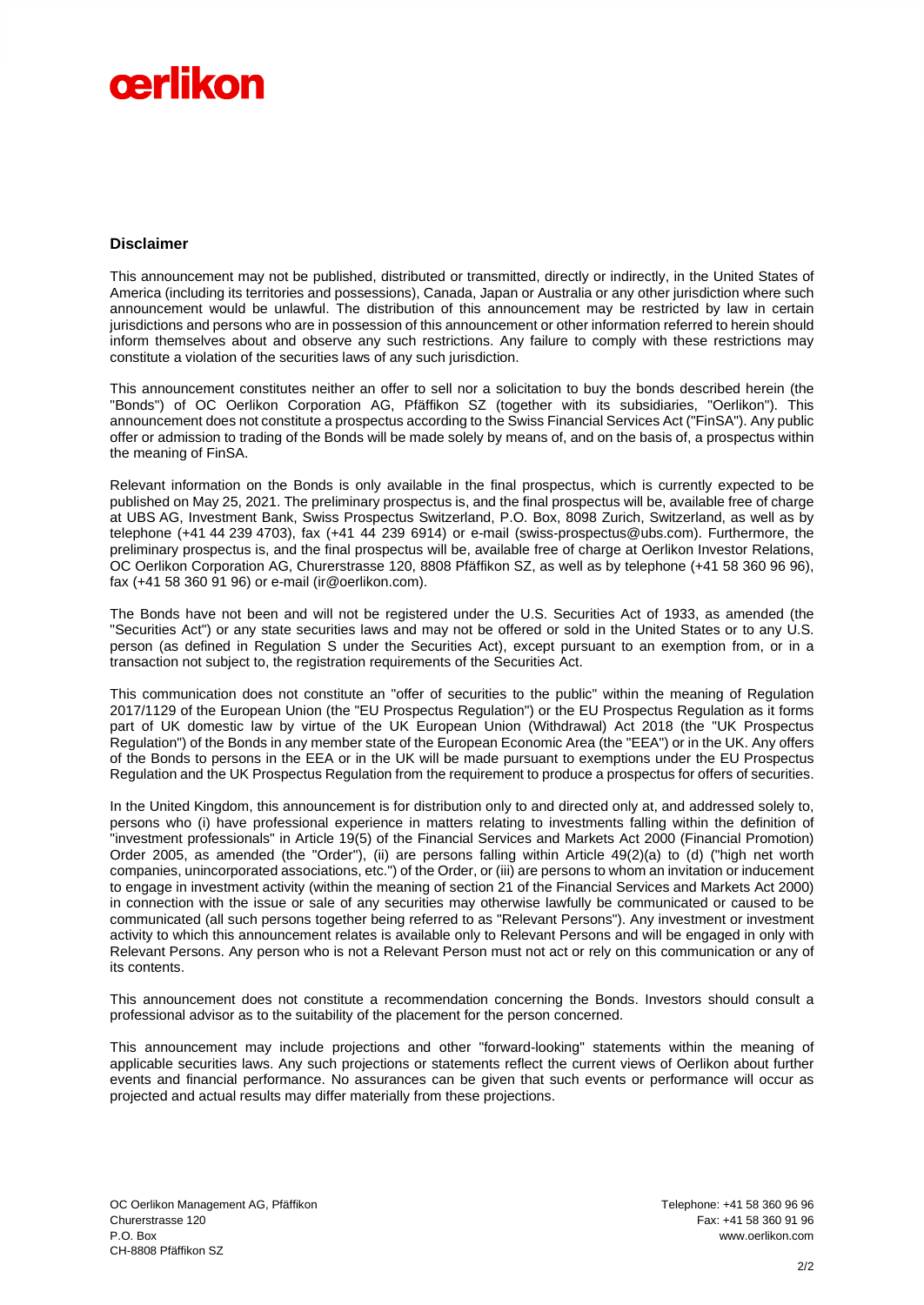**Disclaimer**

This announcement may not be published, distributed or transmitted, directly or indirectly, in the United States of America (including its territories and possessions), Canada, Japan or Australia or any other jurisdiction where such announcement would be unlawful. The distribution of this announcement may be restricted by law in certain jurisdictions and persons who are in possession of this announcement or other information referred to herein should inform themselves about and observe any such restrictions. Any failure to comply with these restrictions may constitute a violation of the securities laws of any such jurisdiction.

This announcement constitutes neither an offer to sell nor a solicitation to buy the bonds described herein (the "Bonds") of OC Oerlikon Corporation AG, Pfäffikon SZ (together with its subsidiaries, "Oerlikon"). This announcement does not constitute a prospectus according to the Swiss Financial Services Act ("FinSA"). Any public offer or admission to trading of the Bonds will be made solely by means of, and on the basis of, a prospectus within the meaning of FinSA.

Relevant information on the Bonds is only available in the final prospectus, which is currently expected to be published on May 25, 2021. The preliminary prospectus is, and the final prospectus will be, available free of charge at UBS AG, Investment Bank, Swiss Prospectus Switzerland, P.O. Box, 8098 Zurich, Switzerland, as well as by telephone (+41 44 239 4703), fax (+41 44 239 6914) or e-mail (swiss-prospectus@ubs.com). Furthermore, the preliminary prospectus is, and the final prospectus will be, available free of charge at Oerlikon Investor Relations, OC Oerlikon Corporation AG, Churerstrasse 120, 8808 Pfäffikon SZ, as well as by telephone (+41 58 360 96 96), fax (+41 58 360 91 96) or e-mail (ir@oerlikon.com).

The Bonds have not been and will not be registered under the U.S. Securities Act of 1933, as amended (the "Securities Act") or any state securities laws and may not be offered or sold in the United States or to any U.S. person (as defined in Regulation S under the Securities Act), except pursuant to an exemption from, or in a transaction not subject to, the registration requirements of the Securities Act.

This communication does not constitute an "offer of securities to the public" within the meaning of Regulation 2017/1129 of the European Union (the "EU Prospectus Regulation") or the EU Prospectus Regulation as it forms part of UK domestic law by virtue of the UK European Union (Withdrawal) Act 2018 (the "UK Prospectus Regulation") of the Bonds in any member state of the European Economic Area (the "EEA") or in the UK. Any offers of the Bonds to persons in the EEA or in the UK will be made pursuant to exemptions under the EU Prospectus Regulation and the UK Prospectus Regulation from the requirement to produce a prospectus for offers of securities.

In the United Kingdom, this announcement is for distribution only to and directed only at, and addressed solely to, persons who (i) have professional experience in matters relating to investments falling within the definition of "investment professionals" in Article 19(5) of the Financial Services and Markets Act 2000 (Financial Promotion) Order 2005, as amended (the "Order"), (ii) are persons falling within Article 49(2)(a) to (d) ("high net worth companies, unincorporated associations, etc.") of the Order, or (iii) are persons to whom an invitation or inducement to engage in investment activity (within the meaning of section 21 of the Financial Services and Markets Act 2000) in connection with the issue or sale of any securities may otherwise lawfully be communicated or caused to be communicated (all such persons together being referred to as "Relevant Persons"). Any investment or investment activity to which this announcement relates is available only to Relevant Persons and will be engaged in only with Relevant Persons. Any person who is not a Relevant Person must not act or rely on this communication or any of its contents.

This announcement does not constitute a recommendation concerning the Bonds. Investors should consult a professional advisor as to the suitability of the placement for the person concerned.

This announcement may include projections and other "forward-looking" statements within the meaning of applicable securities laws. Any such projections or statements reflect the current views of Oerlikon about further events and financial performance. No assurances can be given that such events or performance will occur as projected and actual results may differ materially from these projections.